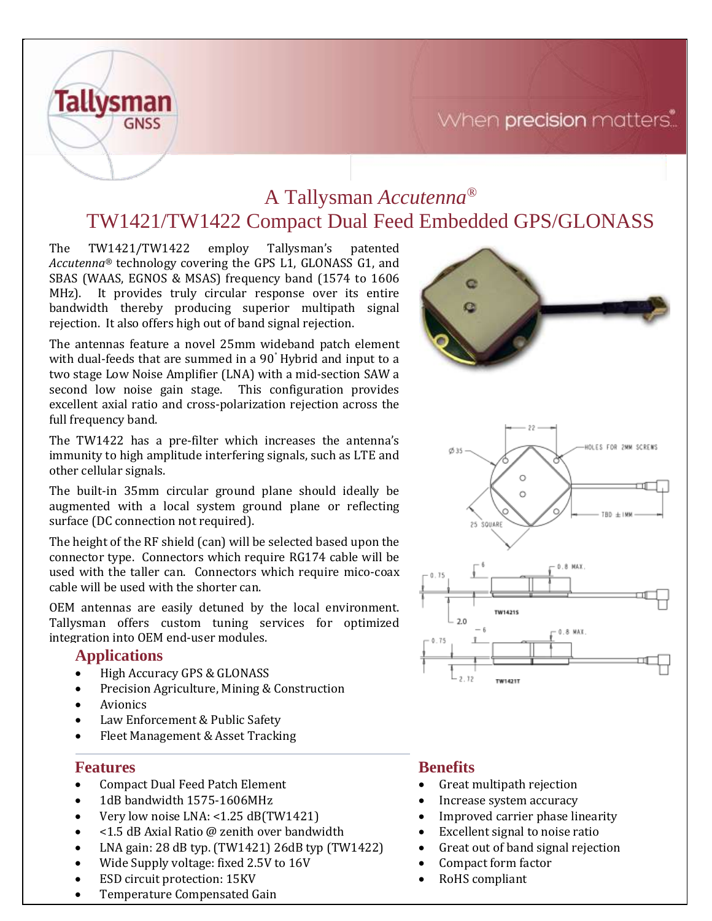# A Tallysman *Accutenna*®

# TW1421/TW1422 Compact Dual Feed Embedded GPS/GLONASS

The TW1421/TW1422 employ Tallysman's patented *Accutenna*® technology covering the GPS L1, GLONASS G1, and SBAS (WAAS, EGNOS & MSAS) frequency band (1574 to 1606 MHz). It provides truly circular response over its entire bandwidth thereby producing superior multipath signal rejection. It also offers high out of band signal rejection.

The antennas feature a novel 25mm wideband patch element with dual-feeds that are summed in a 90° Hybrid and input to a two stage Low Noise Amplifier (LNA) with a mid-section SAW a second low noise gain stage. This configuration provides excellent axial ratio and cross-polarization rejection across the full frequency band.

The TW1422 has a pre-filter which increases the antenna's immunity to high amplitude interfering signals, such as LTE and other cellular signals.

The built-in 35mm circular ground plane should ideally be augmented with a local system ground plane or reflecting surface (DC connection not required).

The height of the RF shield (can) will be selected based upon the connector type. Connectors which require RG174 cable will be used with the taller can. Connectors which require mico-coax cable will be used with the shorter can.

OEM antennas are easily detuned by the local environment. Tallysman offers custom tuning services for optimized integration into OEM end-user modules.

## Applications

- High Accuracy GPS & GLONASS
- Precision Agriculture, Mining & Construction
- Avionics
- Law Enforcement & Public Safety
- Fleet Management & Asset Tracking

## Features

- Compact Dual Feed Patch Element
- 1dB bandwidth 1575-1606MHz
- Very low noise LNA: <1.25 dB(TW1421)
- <1.5 dB Axial Ratio @ zenith over bandwidth
- LNA gain: 28 dB typ. (TW1421) 26dB typ (TW1422)
- Wide Supply voltage: fixed 2.5V to 16V
- ESD circuit protection: 15KV
- Temperature Compensated Gain

## Benefits

- Great multipath rejection
- Increase system accuracy
- Improved carrier phase linearity
- Excellent signal to noise ratio
- Great out of band signal rejection
- Compact form factor
- RoHS compliant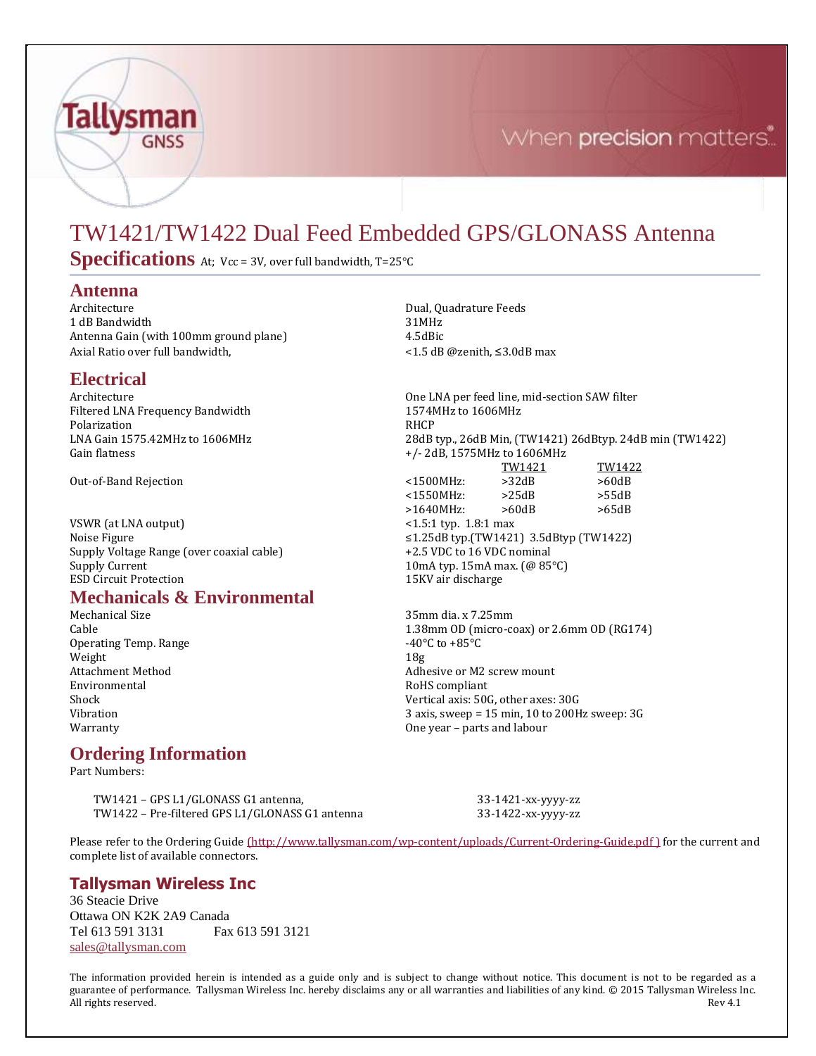# TW1421/TW1422 Dual Feed Embedded GPS/GLONASS Antenna

## Specifications At; Vcc = 3V, over full bandwidth, T=25°C

### Antenna

| | |
|---|---|
| Architecture | Dual, Quadrature Feeds |
| 1 dB Bandwidth | 31MHz |
| Antenna Gain (with 100mm ground plane) | 4.5dBic |
| Axial Ratio over full bandwidth, | <1.5 dB @zenith, ≤3.0dB max |

### Electrical

| | | | |
|---|---|---|---|
| Architecture | One LNA per feed line, mid-section SAW filter | | |
| Filtered LNA Frequency Bandwidth | 1574MHz to 1606MHz | | |
| Polarization | RHCP | | |
| LNA Gain 1575.42MHz to 1606MHz | 28dB typ., 26dB Min, (TW1421) 26dBtyp. 24dB min (TW1422) | | |
| Gain flatness | +/- 2dB, 1575MHz to 1606MHz | | |
| | | TW1421 | TW1422 |
| Out-of-Band Rejection | <1500MHz: | >32dB | >60dB |
| | <1550MHz: | >25dB | >55dB |
| | >1640MHz: | >60dB | >65dB |
| VSWR (at LNA output) | <1.5:1 typ. 1.8:1 max | | |
| Noise Figure | ≤1.25dB typ.(TW1421) 3.5dBtyp (TW1422) | | |
| Supply Voltage Range (over coaxial cable) | +2.5 VDC to 16 VDC nominal | | |
| Supply Current | 10mA typ. 15mA max. (@ 85°C) | | |
| ESD Circuit Protection | 15KV air discharge | | |

### Mechanicals & Environmental

| | |
|---|---|
| Mechanical Size | 35mm dia. x 7.25mm |
| Cable | 1.38mm OD (micro-coax) or 2.6mm OD (RG174) |
| Operating Temp. Range | -40°C to +85°C |
| Weight | 18g |
| Attachment Method | Adhesive or M2 screw mount |
| Environmental | RoHS compliant |
| Shock | Vertical axis: 50G, other axes: 30G |
| Vibration | 3 axis, sweep = 15 min, 10 to 200Hz sweep: 3G |
| Warranty | One year – parts and labour |

### Ordering Information

Part Numbers:

| | |
|---|---|
| TW1421 – GPS L1/GLONASS G1 antenna, | 33-1421-xx-yyyy-zz |
| TW1422 – Pre-filtered GPS L1/GLONASS G1 antenna | 33-1422-xx-yyyy-zz |

Please refer to the Ordering Guide (http://www.tallysman.com/wp-content/uploads/Current-Ordering-Guide.pdf ) for the current and complete list of available connectors.

### Tallysman Wireless Inc

36 Steacie Drive
Ottawa ON K2K 2A9 Canada
Tel 613 591 3131 Fax 613 591 3121
sales@tallysman.com

The information provided herein is intended as a guide only and is subject to change without notice. This document is not to be regarded as a guarantee of performance. Tallysman Wireless Inc. hereby disclaims any or all warranties and liabilities of any kind. © 2015 Tallysman Wireless Inc. All rights reserved. Rev 4.1